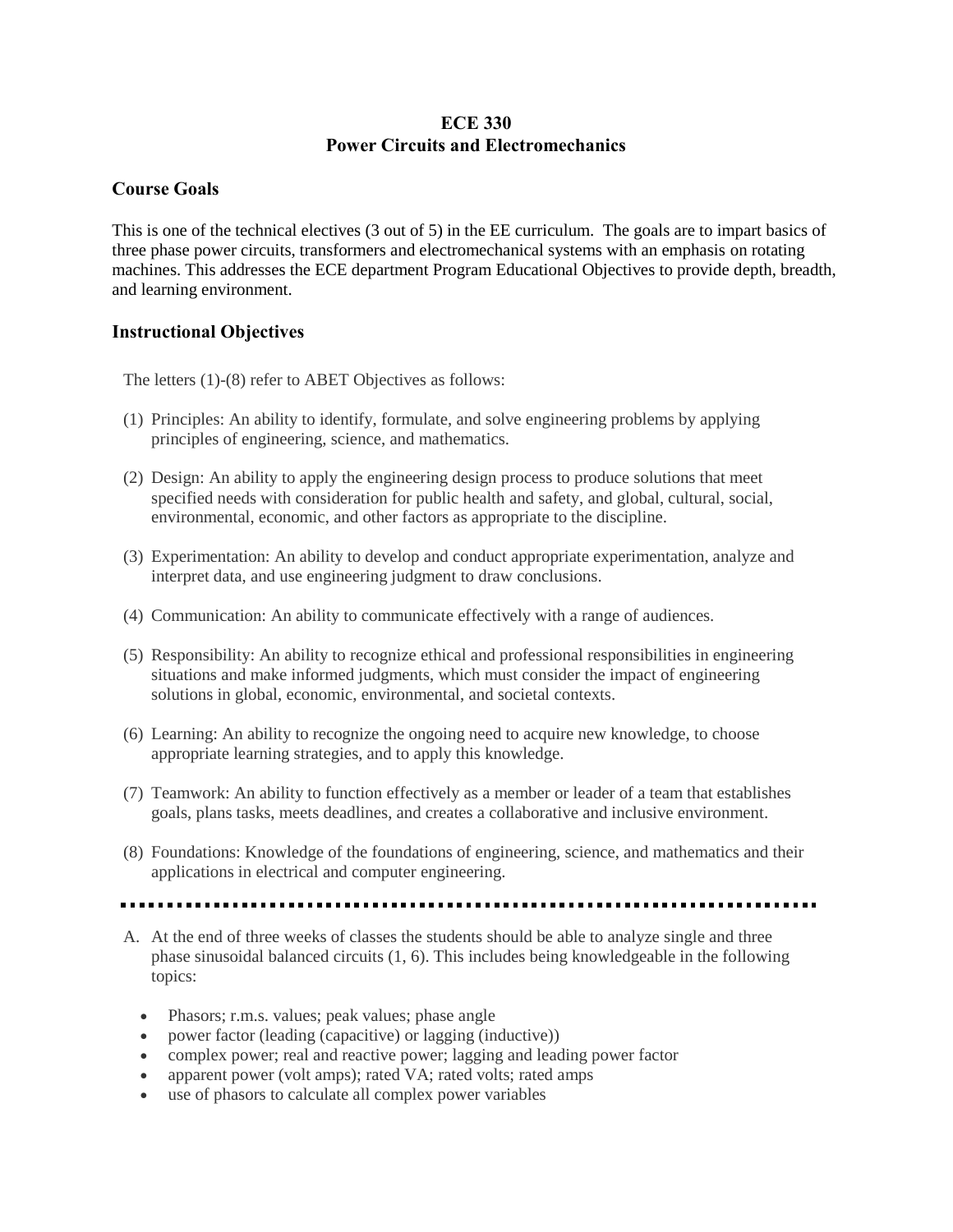# ECE 330
# Power Circuits and Electromechanics

## Course Goals

This is one of the technical electives (3 out of 5) in the EE curriculum. The goals are to impart basics of three phase power circuits, transformers and electromechanical systems with an emphasis on rotating machines. This addresses the ECE department Program Educational Objectives to provide depth, breadth, and learning environment.

## Instructional Objectives

The letters (1)-(8) refer to ABET Objectives as follows:

(1) Principles: An ability to identify, formulate, and solve engineering problems by applying principles of engineering, science, and mathematics.

(2) Design: An ability to apply the engineering design process to produce solutions that meet specified needs with consideration for public health and safety, and global, cultural, social, environmental, economic, and other factors as appropriate to the discipline.

(3) Experimentation: An ability to develop and conduct appropriate experimentation, analyze and interpret data, and use engineering judgment to draw conclusions.

(4) Communication: An ability to communicate effectively with a range of audiences.

(5) Responsibility: An ability to recognize ethical and professional responsibilities in engineering situations and make informed judgments, which must consider the impact of engineering solutions in global, economic, environmental, and societal contexts.

(6) Learning: An ability to recognize the ongoing need to acquire new knowledge, to choose appropriate learning strategies, and to apply this knowledge.

(7) Teamwork: An ability to function effectively as a member or leader of a team that establishes goals, plans tasks, meets deadlines, and creates a collaborative and inclusive environment.

(8) Foundations: Knowledge of the foundations of engineering, science, and mathematics and their applications in electrical and computer engineering.

---

A. At the end of three weeks of classes the students should be able to analyze single and three phase sinusoidal balanced circuits (1, 6). This includes being knowledgeable in the following topics:

- Phasors; r.m.s. values; peak values; phase angle
- power factor (leading (capacitive) or lagging (inductive))
- complex power; real and reactive power; lagging and leading power factor
- apparent power (volt amps); rated VA; rated volts; rated amps
- use of phasors to calculate all complex power variables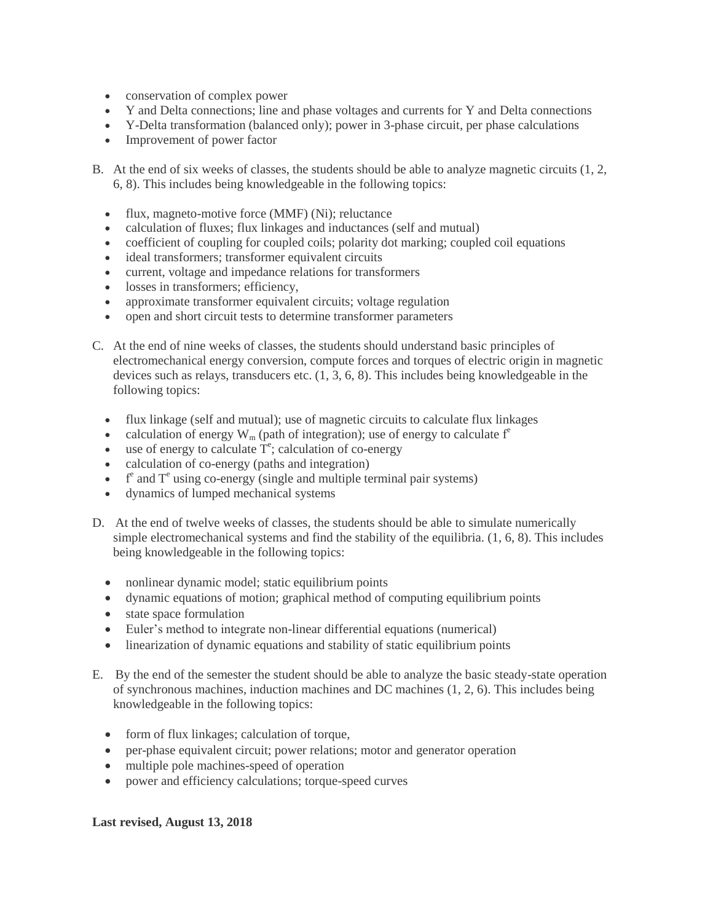- conservation of complex power
- Y and Delta connections; line and phase voltages and currents for Y and Delta connections
- Y-Delta transformation (balanced only); power in 3-phase circuit, per phase calculations
- Improvement of power factor

B. At the end of six weeks of classes, the students should be able to analyze magnetic circuits (1, 2, 6, 8). This includes being knowledgeable in the following topics:

- flux, magneto-motive force (MMF) (Ni); reluctance
- calculation of fluxes; flux linkages and inductances (self and mutual)
- coefficient of coupling for coupled coils; polarity dot marking; coupled coil equations
- ideal transformers; transformer equivalent circuits
- current, voltage and impedance relations for transformers
- losses in transformers; efficiency,
- approximate transformer equivalent circuits; voltage regulation
- open and short circuit tests to determine transformer parameters

C. At the end of nine weeks of classes, the students should understand basic principles of electromechanical energy conversion, compute forces and torques of electric origin in magnetic devices such as relays, transducers etc. (1, 3, 6, 8). This includes being knowledgeable in the following topics:

- flux linkage (self and mutual); use of magnetic circuits to calculate flux linkages
- calculation of energy $W_m$ (path of integration); use of energy to calculate $f^e$
- use of energy to calculate $T^e$; calculation of co-energy
- calculation of co-energy (paths and integration)
- $f^e$ and $T^e$ using co-energy (single and multiple terminal pair systems)
- dynamics of lumped mechanical systems

D. At the end of twelve weeks of classes, the students should be able to simulate numerically simple electromechanical systems and find the stability of the equilibria. (1, 6, 8). This includes being knowledgeable in the following topics:

- nonlinear dynamic model; static equilibrium points
- dynamic equations of motion; graphical method of computing equilibrium points
- state space formulation
- Euler's method to integrate non-linear differential equations (numerical)
- linearization of dynamic equations and stability of static equilibrium points

E. By the end of the semester the student should be able to analyze the basic steady-state operation of synchronous machines, induction machines and DC machines (1, 2, 6). This includes being knowledgeable in the following topics:

- form of flux linkages; calculation of torque,
- per-phase equivalent circuit; power relations; motor and generator operation
- multiple pole machines-speed of operation
- power and efficiency calculations; torque-speed curves

**Last revised, August 13, 2018**